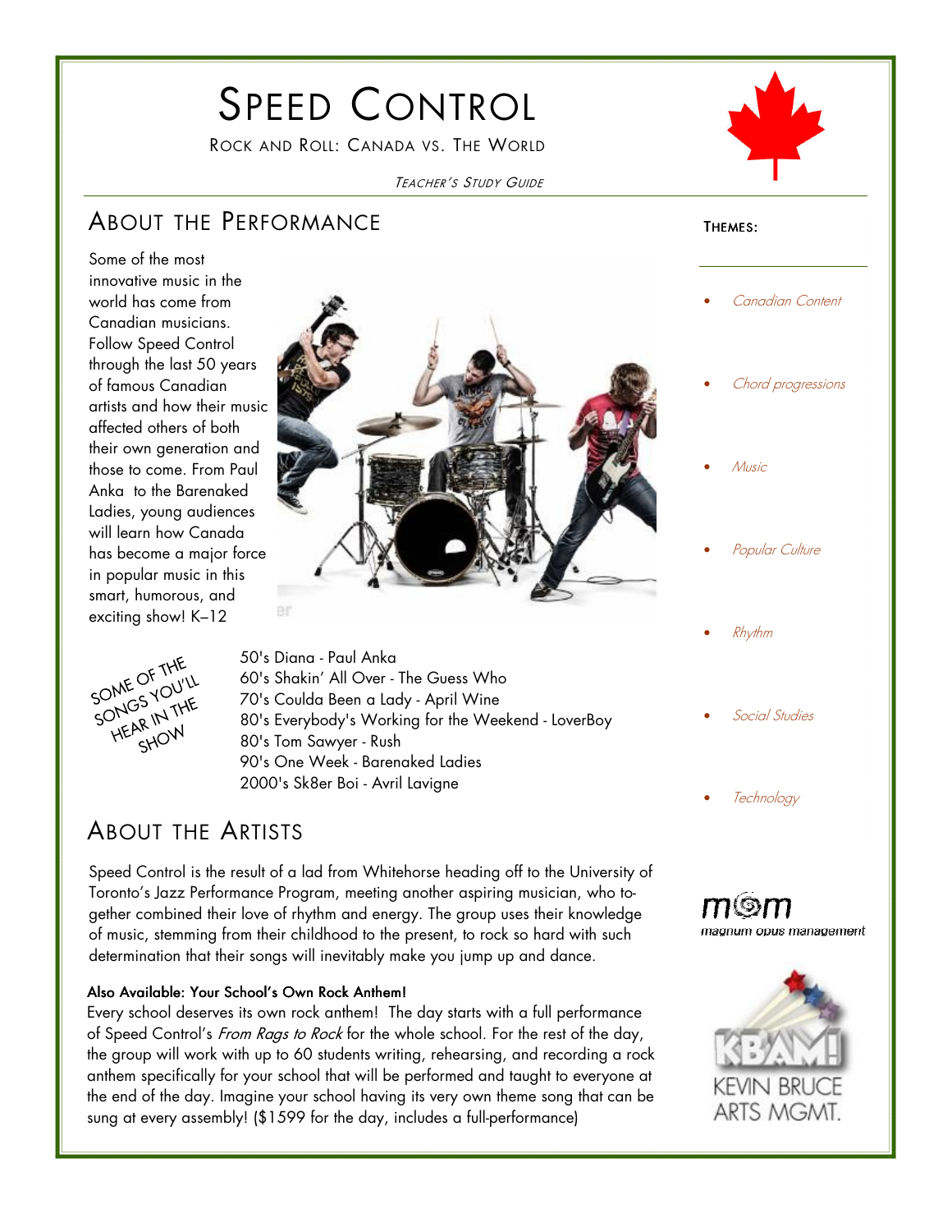# Speed Control

Rock and Roll: Canada vs. The World

*Teacher's Study Guide*

## About the Performance

Some of the most innovative music in the world has come from Canadian musicians. Follow Speed Control through the last 50 years of famous Canadian artists and how their music affected others of both their own generation and those to come. From Paul Anka to the Barenaked Ladies, young audiences will learn how Canada has become a major force in popular music in this smart, humorous, and exciting show! K–12

**Some of the songs you'll hear in the show**

- 50's Diana - Paul Anka
- 60's Shakin' All Over - The Guess Who
- 70's Coulda Been a Lady - April Wine
- 80's Everybody's Working for the Weekend - LoverBoy
- 80's Tom Sawyer - Rush
- 90's One Week - Barenaked Ladies
- 2000's Sk8er Boi - Avril Lavigne

## About the Artists

Speed Control is the result of a lad from Whitehorse heading off to the University of Toronto's Jazz Performance Program, meeting another aspiring musician, who together combined their love of rhythm and energy. The group uses their knowledge of music, stemming from their childhood to the present, to rock so hard with such determination that their songs will inevitably make you jump up and dance.

**Also Available: Your School's Own Rock Anthem!**

Every school deserves its own rock anthem! The day starts with a full performance of Speed Control's *From Rags to Rock* for the whole school. For the rest of the day, the group will work with up to 60 students writing, rehearsing, and recording a rock anthem specifically for your school that will be performed and taught to everyone at the end of the day. Imagine your school having its very own theme song that can be sung at every assembly! ($1599 for the day, includes a full-performance)

### Themes:

- *Canadian Content*
- *Chord progressions*
- *Music*
- *Popular Culture*
- *Rhythm*
- *Social Studies*
- *Technology*

mom magnum opus management

KBAM! Kevin Bruce Arts Mgmt.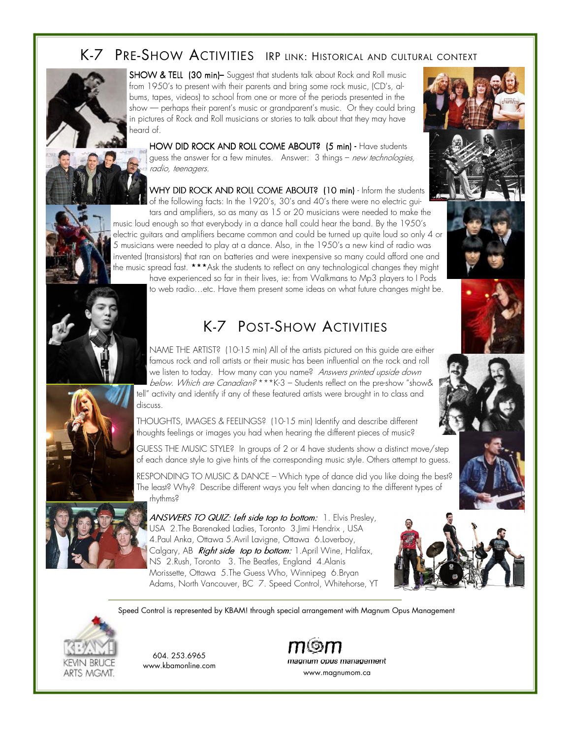# K-7 Pre-Show Activities IRP link: Historical and cultural context

**SHOW & TELL (30 min)–** Suggest that students talk about Rock and Roll music from 1950's to present with their parents and bring some rock music, (CD's, albums, tapes, videos) to school from one or more of the periods presented in the show — perhaps their parent's music or grandparent's music. Or they could bring in pictures of Rock and Roll musicians or stories to talk about that they may have heard of.

**HOW DID ROCK AND ROLL COME ABOUT? (5 min) -** Have students guess the answer for a few minutes. Answer: 3 things – *new technologies, radio, teenagers.*

**WHY DID ROCK AND ROLL COME ABOUT? (10 min)** - Inform the students of the following facts: In the 1920's, 30's and 40's there were no electric guitars and amplifiers, so as many as 15 or 20 musicians were needed to make the music loud enough so that everybody in a dance hall could hear the band. By the 1950's electric guitars and amplifiers became common and could be turned up quite loud so only 4 or 5 musicians were needed to play at a dance. Also, in the 1950's a new kind of radio was invented (transistors) that ran on batteries and were inexpensive so many could afford one and the music spread fast. \*\*\*Ask the students to reflect on any technological changes they might have experienced so far in their lives, ie: from Walkmans to Mp3 players to I Pods to web radio…etc. Have them present some ideas on what future changes might be.

# K-7 Post-Show Activities

NAME THE ARTIST? (10-15 min) All of the artists pictured on this guide are either famous rock and roll artists or their music has been influential on the rock and roll we listen to today. How many can you name? *Answers printed upside down below. Which are Canadian?* \*\*\*K-3 – Students reflect on the pre-show "show& tell" activity and identify if any of these featured artists were brought in to class and discuss.

THOUGHTS, IMAGES & FEELINGS? (10-15 min) Identify and describe different thoughts feelings or images you had when hearing the different pieces of music?

GUESS THE MUSIC STYLE? In groups of 2 or 4 have students show a distinct move/step of each dance style to give hints of the corresponding music style. Others attempt to guess.

RESPONDING TO MUSIC & DANCE – Which type of dance did you like doing the best? The least? Why? Describe different ways you felt when dancing to the different types of rhythms?

*ANSWERS TO QUIZ: Left side top to bottom:* 1. Elvis Presley, USA 2.The Barenaked Ladies, Toronto 3.Jimi Hendrix , USA 4.Paul Anka, Ottawa 5.Avril Lavigne, Ottawa 6.Loverboy, Calgary, AB *Right side top to bottom:* 1.April Wine, Halifax, NS 2.Rush, Toronto 3. The Beatles, England 4.Alanis Morissette, Ottawa 5.The Guess Who, Winnipeg 6.Bryan Adams, North Vancouver, BC 7. Speed Control, Whitehorse, YT

---

Speed Control is represented by KBAM! through special arrangement with Magnum Opus Management

KBAM! KEVIN BRUCE ARTS MGMT.

604. 253.6965
www.kbamonline.com

m@m magnum opus management
www.magnumom.ca